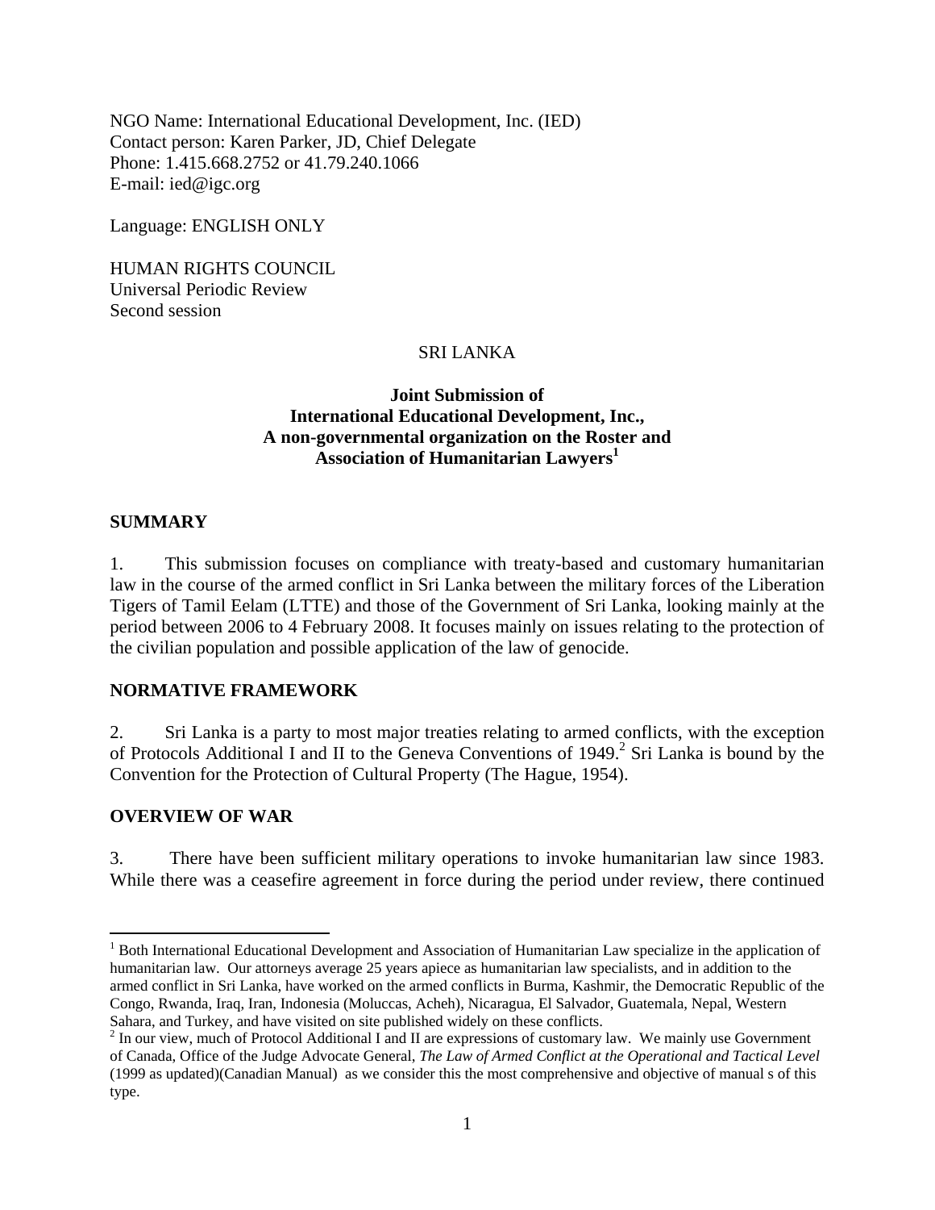NGO Name: International Educational Development, Inc. (IED)
Contact person: Karen Parker, JD, Chief Delegate
Phone: 1.415.668.2752 or 41.79.240.1066
E-mail: ied@igc.org

Language: ENGLISH ONLY

HUMAN RIGHTS COUNCIL
Universal Periodic Review
Second session

SRI LANKA

**Joint Submission of**
**International Educational Development, Inc.,**
**A non-governmental organization on the Roster and**
**Association of Humanitarian Lawyers[1]**

## SUMMARY

1. This submission focuses on compliance with treaty-based and customary humanitarian law in the course of the armed conflict in Sri Lanka between the military forces of the Liberation Tigers of Tamil Eelam (LTTE) and those of the Government of Sri Lanka, looking mainly at the period between 2006 to 4 February 2008. It focuses mainly on issues relating to the protection of the civilian population and possible application of the law of genocide.

## NORMATIVE FRAMEWORK

2. Sri Lanka is a party to most major treaties relating to armed conflicts, with the exception of Protocols Additional I and II to the Geneva Conventions of 1949.[2] Sri Lanka is bound by the Convention for the Protection of Cultural Property (The Hague, 1954).

## OVERVIEW OF WAR

3. There have been sufficient military operations to invoke humanitarian law since 1983. While there was a ceasefire agreement in force during the period under review, there continued

---

[1] Both International Educational Development and Association of Humanitarian Law specialize in the application of humanitarian law. Our attorneys average 25 years apiece as humanitarian law specialists, and in addition to the armed conflict in Sri Lanka, have worked on the armed conflicts in Burma, Kashmir, the Democratic Republic of the Congo, Rwanda, Iraq, Iran, Indonesia (Moluccas, Acheh), Nicaragua, El Salvador, Guatemala, Nepal, Western Sahara, and Turkey, and have visited on site published widely on these conflicts.

[2] In our view, much of Protocol Additional I and II are expressions of customary law. We mainly use Government of Canada, Office of the Judge Advocate General, *The Law of Armed Conflict at the Operational and Tactical Level* (1999 as updated)(Canadian Manual) as we consider this the most comprehensive and objective of manual s of this type.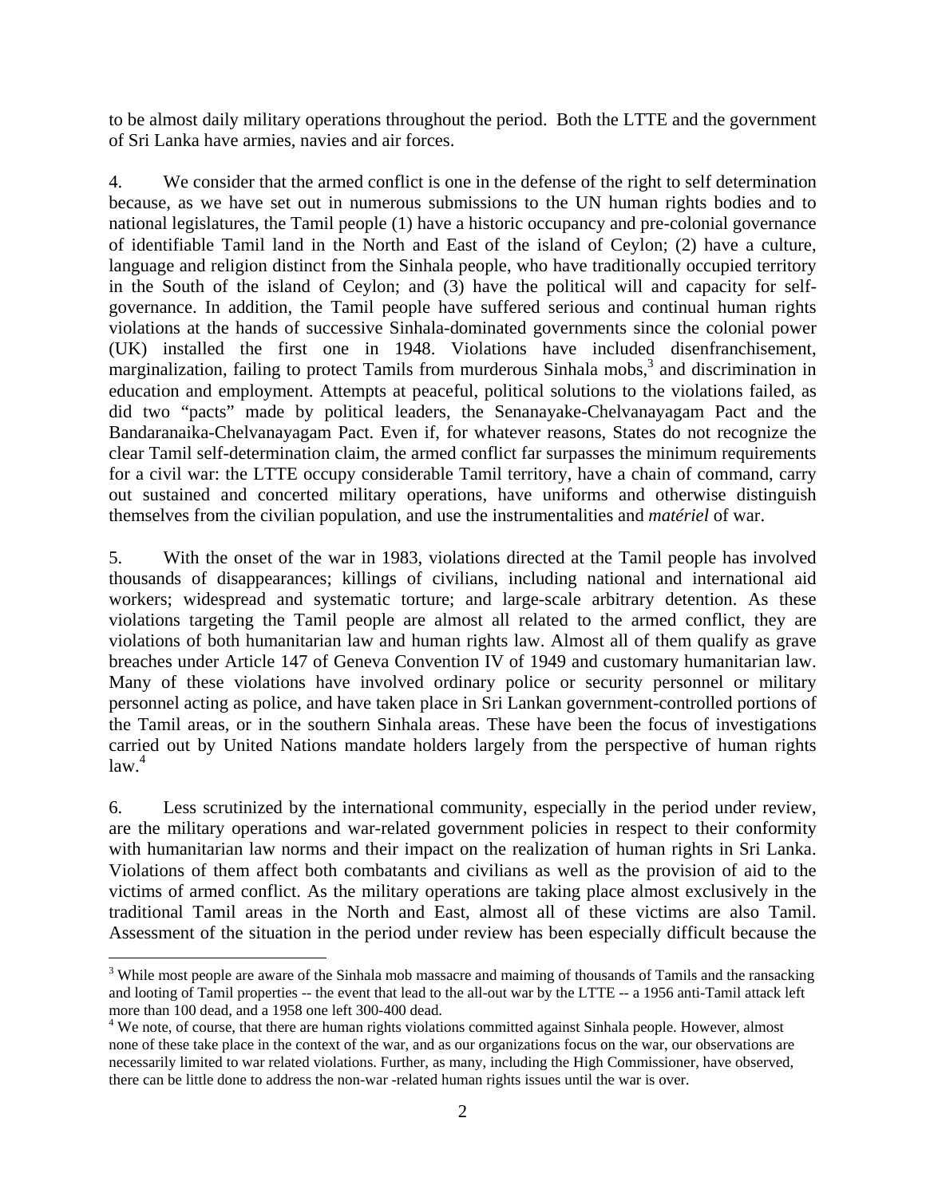to be almost daily military operations throughout the period. Both the LTTE and the government of Sri Lanka have armies, navies and air forces.

4. We consider that the armed conflict is one in the defense of the right to self determination because, as we have set out in numerous submissions to the UN human rights bodies and to national legislatures, the Tamil people (1) have a historic occupancy and pre-colonial governance of identifiable Tamil land in the North and East of the island of Ceylon; (2) have a culture, language and religion distinct from the Sinhala people, who have traditionally occupied territory in the South of the island of Ceylon; and (3) have the political will and capacity for self-governance. In addition, the Tamil people have suffered serious and continual human rights violations at the hands of successive Sinhala-dominated governments since the colonial power (UK) installed the first one in 1948. Violations have included disenfranchisement, marginalization, failing to protect Tamils from murderous Sinhala mobs,[3] and discrimination in education and employment. Attempts at peaceful, political solutions to the violations failed, as did two "pacts" made by political leaders, the Senanayake-Chelvanayagam Pact and the Bandaranaika-Chelvanayagam Pact. Even if, for whatever reasons, States do not recognize the clear Tamil self-determination claim, the armed conflict far surpasses the minimum requirements for a civil war: the LTTE occupy considerable Tamil territory, have a chain of command, carry out sustained and concerted military operations, have uniforms and otherwise distinguish themselves from the civilian population, and use the instrumentalities and *matériel* of war.

5. With the onset of the war in 1983, violations directed at the Tamil people has involved thousands of disappearances; killings of civilians, including national and international aid workers; widespread and systematic torture; and large-scale arbitrary detention. As these violations targeting the Tamil people are almost all related to the armed conflict, they are violations of both humanitarian law and human rights law. Almost all of them qualify as grave breaches under Article 147 of Geneva Convention IV of 1949 and customary humanitarian law. Many of these violations have involved ordinary police or security personnel or military personnel acting as police, and have taken place in Sri Lankan government-controlled portions of the Tamil areas, or in the southern Sinhala areas. These have been the focus of investigations carried out by United Nations mandate holders largely from the perspective of human rights law.[4]

6. Less scrutinized by the international community, especially in the period under review, are the military operations and war-related government policies in respect to their conformity with humanitarian law norms and their impact on the realization of human rights in Sri Lanka. Violations of them affect both combatants and civilians as well as the provision of aid to the victims of armed conflict. As the military operations are taking place almost exclusively in the traditional Tamil areas in the North and East, almost all of these victims are also Tamil. Assessment of the situation in the period under review has been especially difficult because the

---

[3] While most people are aware of the Sinhala mob massacre and maiming of thousands of Tamils and the ransacking and looting of Tamil properties -- the event that lead to the all-out war by the LTTE -- a 1956 anti-Tamil attack left more than 100 dead, and a 1958 one left 300-400 dead.

[4] We note, of course, that there are human rights violations committed against Sinhala people. However, almost none of these take place in the context of the war, and as our organizations focus on the war, our observations are necessarily limited to war related violations. Further, as many, including the High Commissioner, have observed, there can be little done to address the non-war -related human rights issues until the war is over.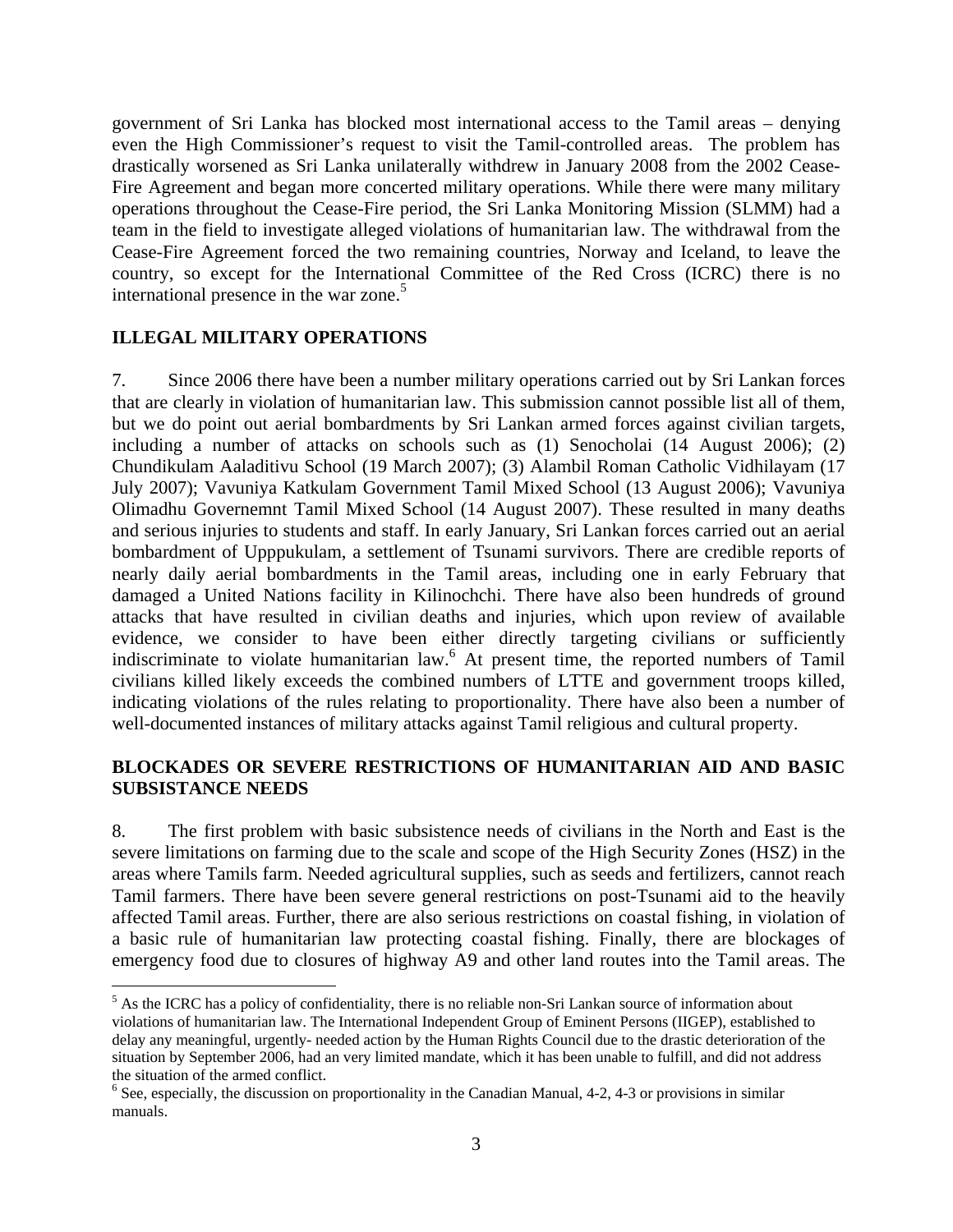government of Sri Lanka has blocked most international access to the Tamil areas – denying even the High Commissioner's request to visit the Tamil-controlled areas. The problem has drastically worsened as Sri Lanka unilaterally withdrew in January 2008 from the 2002 Cease-Fire Agreement and began more concerted military operations. While there were many military operations throughout the Cease-Fire period, the Sri Lanka Monitoring Mission (SLMM) had a team in the field to investigate alleged violations of humanitarian law. The withdrawal from the Cease-Fire Agreement forced the two remaining countries, Norway and Iceland, to leave the country, so except for the International Committee of the Red Cross (ICRC) there is no international presence in the war zone.[5]

## ILLEGAL MILITARY OPERATIONS

7. Since 2006 there have been a number military operations carried out by Sri Lankan forces that are clearly in violation of humanitarian law. This submission cannot possible list all of them, but we do point out aerial bombardments by Sri Lankan armed forces against civilian targets, including a number of attacks on schools such as (1) Senocholai (14 August 2006); (2) Chundikulam Aaladitivu School (19 March 2007); (3) Alambil Roman Catholic Vidhilayam (17 July 2007); Vavuniya Katkulam Government Tamil Mixed School (13 August 2006); Vavuniya Olimadhu Governemnt Tamil Mixed School (14 August 2007). These resulted in many deaths and serious injuries to students and staff. In early January, Sri Lankan forces carried out an aerial bombardment of Upppukulam, a settlement of Tsunami survivors. There are credible reports of nearly daily aerial bombardments in the Tamil areas, including one in early February that damaged a United Nations facility in Kilinochchi. There have also been hundreds of ground attacks that have resulted in civilian deaths and injuries, which upon review of available evidence, we consider to have been either directly targeting civilians or sufficiently indiscriminate to violate humanitarian law.[6] At present time, the reported numbers of Tamil civilians killed likely exceeds the combined numbers of LTTE and government troops killed, indicating violations of the rules relating to proportionality. There have also been a number of well-documented instances of military attacks against Tamil religious and cultural property.

## BLOCKADES OR SEVERE RESTRICTIONS OF HUMANITARIAN AID AND BASIC SUBSISTANCE NEEDS

8. The first problem with basic subsistence needs of civilians in the North and East is the severe limitations on farming due to the scale and scope of the High Security Zones (HSZ) in the areas where Tamils farm. Needed agricultural supplies, such as seeds and fertilizers, cannot reach Tamil farmers. There have been severe general restrictions on post-Tsunami aid to the heavily affected Tamil areas. Further, there are also serious restrictions on coastal fishing, in violation of a basic rule of humanitarian law protecting coastal fishing. Finally, there are blockages of emergency food due to closures of highway A9 and other land routes into the Tamil areas. The

---

[5] As the ICRC has a policy of confidentiality, there is no reliable non-Sri Lankan source of information about violations of humanitarian law. The International Independent Group of Eminent Persons (IIGEP), established to delay any meaningful, urgently- needed action by the Human Rights Council due to the drastic deterioration of the situation by September 2006, had an very limited mandate, which it has been unable to fulfill, and did not address the situation of the armed conflict.

[6] See, especially, the discussion on proportionality in the Canadian Manual, 4-2, 4-3 or provisions in similar manuals.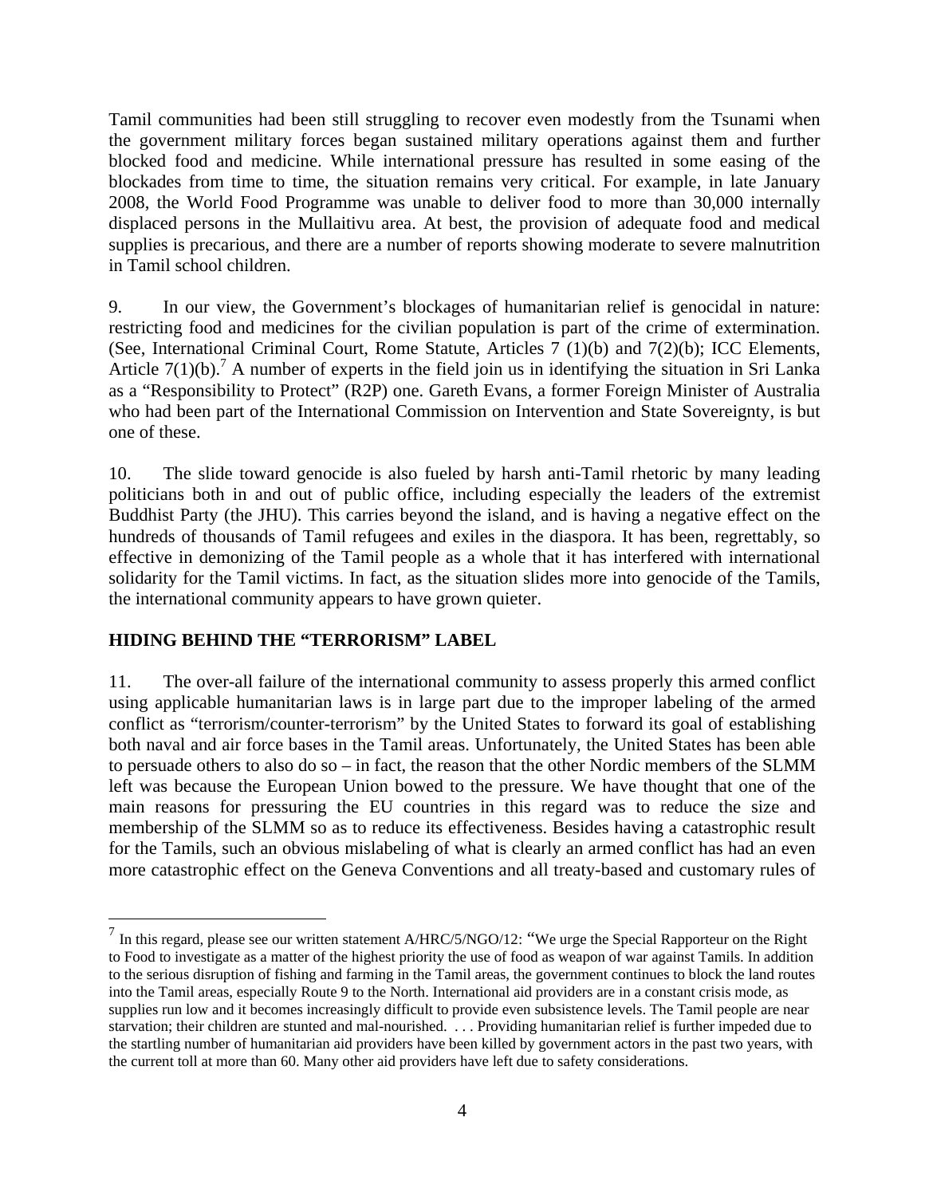Tamil communities had been still struggling to recover even modestly from the Tsunami when the government military forces began sustained military operations against them and further blocked food and medicine. While international pressure has resulted in some easing of the blockades from time to time, the situation remains very critical. For example, in late January 2008, the World Food Programme was unable to deliver food to more than 30,000 internally displaced persons in the Mullaitivu area. At best, the provision of adequate food and medical supplies is precarious, and there are a number of reports showing moderate to severe malnutrition in Tamil school children.

9. In our view, the Government's blockages of humanitarian relief is genocidal in nature: restricting food and medicines for the civilian population is part of the crime of extermination. (See, International Criminal Court, Rome Statute, Articles 7 (1)(b) and 7(2)(b); ICC Elements, Article 7(1)(b).[7] A number of experts in the field join us in identifying the situation in Sri Lanka as a "Responsibility to Protect" (R2P) one. Gareth Evans, a former Foreign Minister of Australia who had been part of the International Commission on Intervention and State Sovereignty, is but one of these.

10. The slide toward genocide is also fueled by harsh anti-Tamil rhetoric by many leading politicians both in and out of public office, including especially the leaders of the extremist Buddhist Party (the JHU). This carries beyond the island, and is having a negative effect on the hundreds of thousands of Tamil refugees and exiles in the diaspora. It has been, regrettably, so effective in demonizing of the Tamil people as a whole that it has interfered with international solidarity for the Tamil victims. In fact, as the situation slides more into genocide of the Tamils, the international community appears to have grown quieter.

## HIDING BEHIND THE "TERRORISM" LABEL

11. The over-all failure of the international community to assess properly this armed conflict using applicable humanitarian laws is in large part due to the improper labeling of the armed conflict as "terrorism/counter-terrorism" by the United States to forward its goal of establishing both naval and air force bases in the Tamil areas. Unfortunately, the United States has been able to persuade others to also do so – in fact, the reason that the other Nordic members of the SLMM left was because the European Union bowed to the pressure. We have thought that one of the main reasons for pressuring the EU countries in this regard was to reduce the size and membership of the SLMM so as to reduce its effectiveness. Besides having a catastrophic result for the Tamils, such an obvious mislabeling of what is clearly an armed conflict has had an even more catastrophic effect on the Geneva Conventions and all treaty-based and customary rules of

---

[7] In this regard, please see our written statement A/HRC/5/NGO/12: "We urge the Special Rapporteur on the Right to Food to investigate as a matter of the highest priority the use of food as weapon of war against Tamils. In addition to the serious disruption of fishing and farming in the Tamil areas, the government continues to block the land routes into the Tamil areas, especially Route 9 to the North. International aid providers are in a constant crisis mode, as supplies run low and it becomes increasingly difficult to provide even subsistence levels. The Tamil people are near starvation; their children are stunted and mal-nourished. . . . Providing humanitarian relief is further impeded due to the startling number of humanitarian aid providers have been killed by government actors in the past two years, with the current toll at more than 60. Many other aid providers have left due to safety considerations.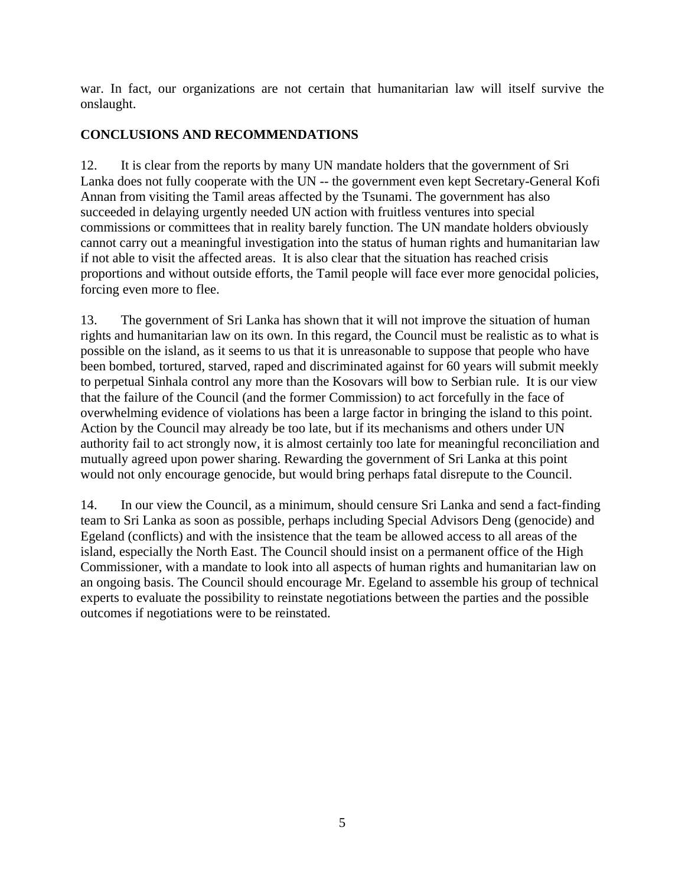war. In fact, our organizations are not certain that humanitarian law will itself survive the onslaught.

**CONCLUSIONS AND RECOMMENDATIONS**

12. It is clear from the reports by many UN mandate holders that the government of Sri Lanka does not fully cooperate with the UN -- the government even kept Secretary-General Kofi Annan from visiting the Tamil areas affected by the Tsunami. The government has also succeeded in delaying urgently needed UN action with fruitless ventures into special commissions or committees that in reality barely function. The UN mandate holders obviously cannot carry out a meaningful investigation into the status of human rights and humanitarian law if not able to visit the affected areas. It is also clear that the situation has reached crisis proportions and without outside efforts, the Tamil people will face ever more genocidal policies, forcing even more to flee.

13. The government of Sri Lanka has shown that it will not improve the situation of human rights and humanitarian law on its own. In this regard, the Council must be realistic as to what is possible on the island, as it seems to us that it is unreasonable to suppose that people who have been bombed, tortured, starved, raped and discriminated against for 60 years will submit meekly to perpetual Sinhala control any more than the Kosovars will bow to Serbian rule. It is our view that the failure of the Council (and the former Commission) to act forcefully in the face of overwhelming evidence of violations has been a large factor in bringing the island to this point. Action by the Council may already be too late, but if its mechanisms and others under UN authority fail to act strongly now, it is almost certainly too late for meaningful reconciliation and mutually agreed upon power sharing. Rewarding the government of Sri Lanka at this point would not only encourage genocide, but would bring perhaps fatal disrepute to the Council.

14. In our view the Council, as a minimum, should censure Sri Lanka and send a fact-finding team to Sri Lanka as soon as possible, perhaps including Special Advisors Deng (genocide) and Egeland (conflicts) and with the insistence that the team be allowed access to all areas of the island, especially the North East. The Council should insist on a permanent office of the High Commissioner, with a mandate to look into all aspects of human rights and humanitarian law on an ongoing basis. The Council should encourage Mr. Egeland to assemble his group of technical experts to evaluate the possibility to reinstate negotiations between the parties and the possible outcomes if negotiations were to be reinstated.